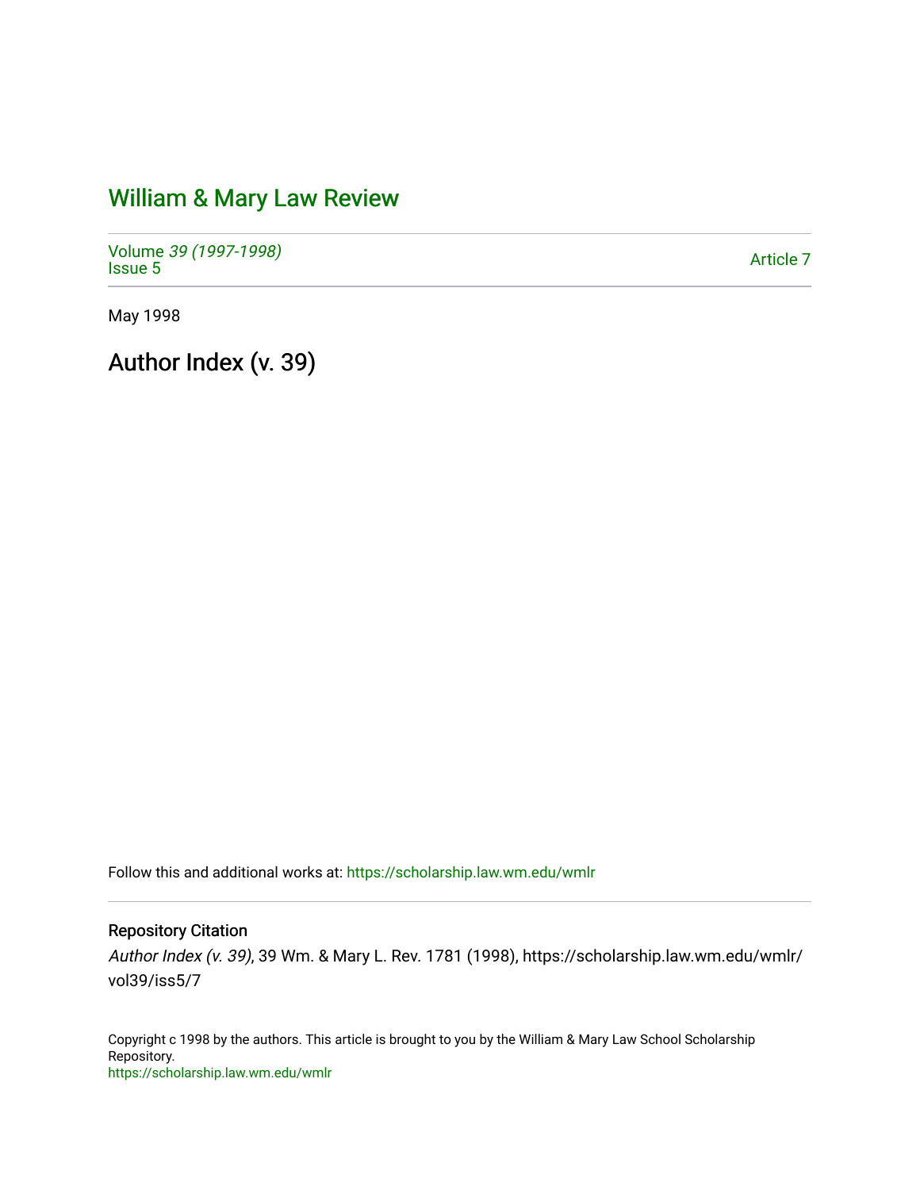# William & Mary Law Review

Volume *39 (1997-1998)*
Issue 5

Article 7

May 1998

## Author Index (v. 39)

Follow this and additional works at: https://scholarship.law.wm.edu/wmlr

### Repository Citation

*Author Index (v. 39)*, 39 Wm. & Mary L. Rev. 1781 (1998), https://scholarship.law.wm.edu/wmlr/vol39/iss5/7

Copyright c 1998 by the authors. This article is brought to you by the William & Mary Law School Scholarship Repository.
https://scholarship.law.wm.edu/wmlr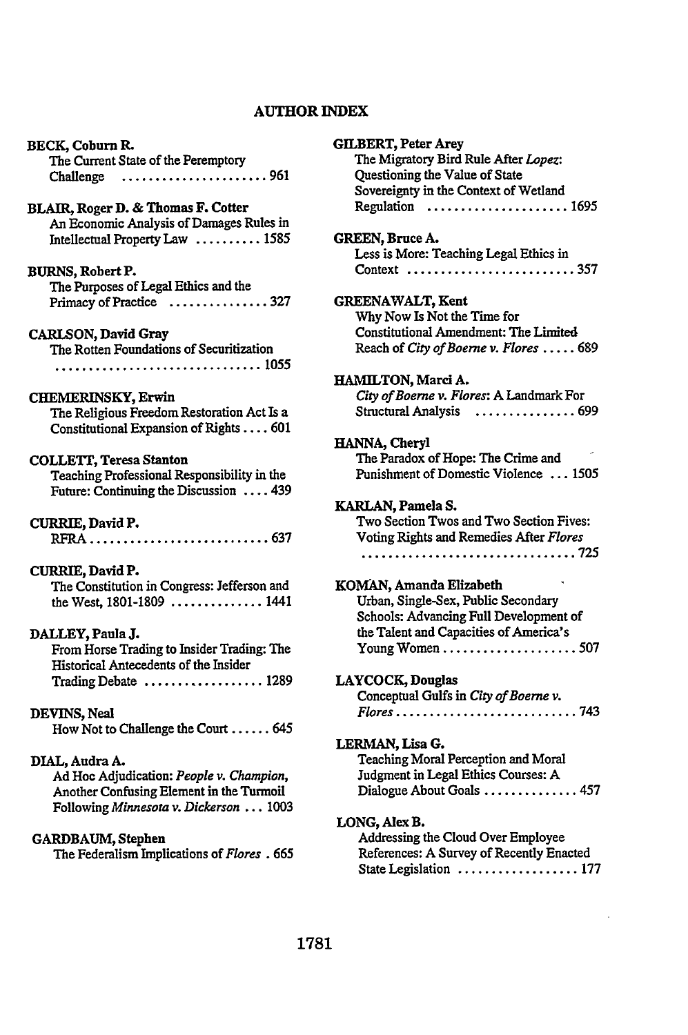## AUTHOR INDEX

**BECK, Coburn R.**
The Current State of the Peremptory Challenge ...................... 961

**BLAIR, Roger D. & Thomas F. Cotter**
An Economic Analysis of Damages Rules in Intellectual Property Law .......... 1585

**BURNS, Robert P.**
The Purposes of Legal Ethics and the Primacy of Practice ............... 327

**CARLSON, David Gray**
The Rotten Foundations of Securitization ................................ 1055

**CHEMERINSKY, Erwin**
The Religious Freedom Restoration Act Is a Constitutional Expansion of Rights .... 601

**COLLETT, Teresa Stanton**
Teaching Professional Responsibility in the Future: Continuing the Discussion .... 439

**CURRIE, David P.**
RFRA ........................... 637

**CURRIE, David P.**
The Constitution in Congress: Jefferson and the West, 1801-1809 .............. 1441

**DALLEY, Paula J.**
From Horse Trading to Insider Trading: The Historical Antecedents of the Insider Trading Debate .................. 1289

**DEVINS, Neal**
How Not to Challenge the Court ...... 645

**DIAL, Audra A.**
Ad Hoc Adjudication: *People v. Champion*, Another Confusing Element in the Turmoil Following *Minnesota v. Dickerson* ... 1003

**GARDBAUM, Stephen**
The Federalism Implications of *Flores* . 665

**GILBERT, Peter Arey**
The Migratory Bird Rule After *Lopez*: Questioning the Value of State Sovereignty in the Context of Wetland Regulation ..................... 1695

**GREEN, Bruce A.**
Less is More: Teaching Legal Ethics in Context ......................... 357

**GREENAWALT, Kent**
Why Now Is Not the Time for Constitutional Amendment: The Limited Reach of *City of Boerne v. Flores* ..... 689

**HAMILTON, Marci A.**
*City of Boerne v. Flores*: A Landmark For Structural Analysis ............... 699

**HANNA, Cheryl**
The Paradox of Hope: The Crime and Punishment of Domestic Violence ... 1505

**KARLAN, Pamela S.**
Two Section Twos and Two Section Fives: Voting Rights and Remedies After *Flores* ................................ 725

**KOMAN, Amanda Elizabeth**
Urban, Single-Sex, Public Secondary Schools: Advancing Full Development of the Talent and Capacities of America's Young Women .................... 507

**LAYCOCK, Douglas**
Conceptual Gulfs in *City of Boerne v. Flores* ........................... 743

**LERMAN, Lisa G.**
Teaching Moral Perception and Moral Judgment in Legal Ethics Courses: A Dialogue About Goals .............. 457

**LONG, Alex B.**
Addressing the Cloud Over Employee References: A Survey of Recently Enacted State Legislation .................. 177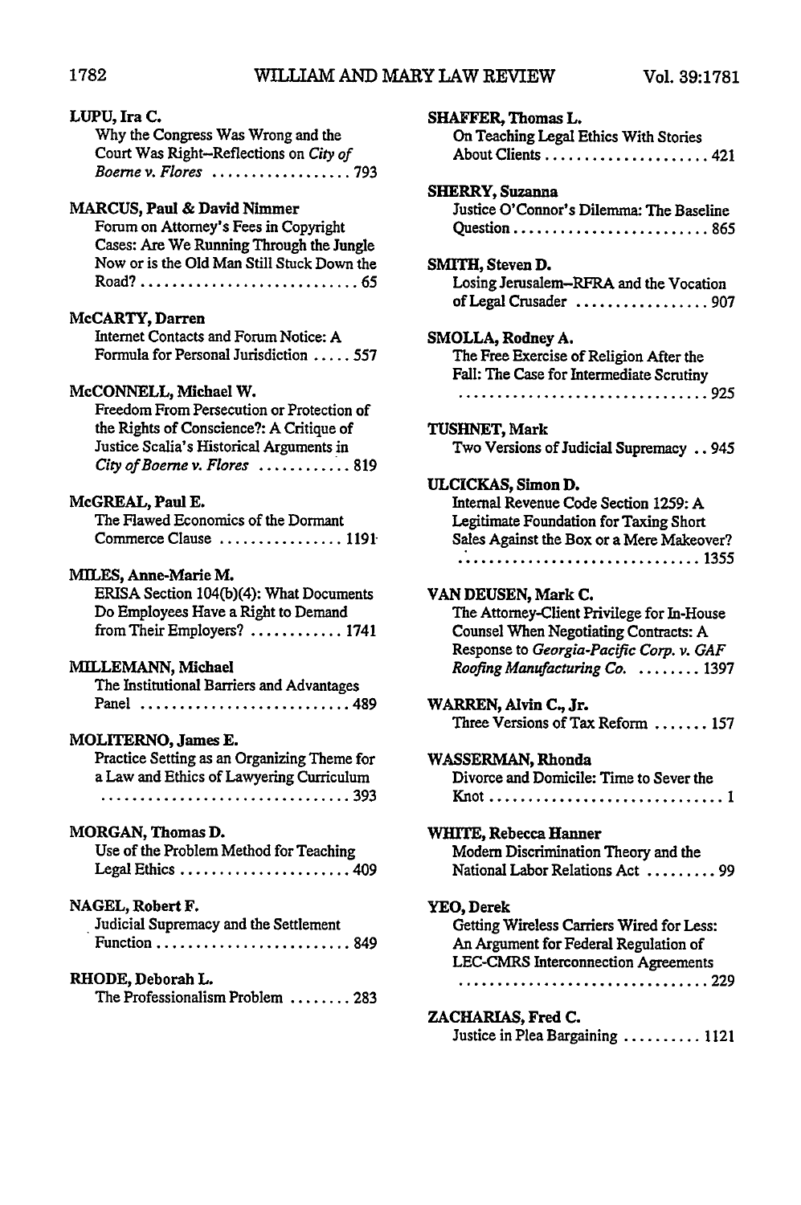**LUPU, Ira C.**
Why the Congress Was Wrong and the Court Was Right–Reflections on *City of Boerne v. Flores* .................. 793

**MARCUS, Paul & David Nimmer**
Forum on Attorney's Fees in Copyright Cases: Are We Running Through the Jungle Now or is the Old Man Still Stuck Down the Road? ............................ 65

**McCARTY, Darren**
Internet Contacts and Forum Notice: A Formula for Personal Jurisdiction ..... 557

**McCONNELL, Michael W.**
Freedom From Persecution or Protection of the Rights of Conscience?: A Critique of Justice Scalia's Historical Arguments in *City of Boerne v. Flores* ............ 819

**McGREAL, Paul E.**
The Flawed Economics of the Dormant Commerce Clause ................ 1191

**MILES, Anne-Marie M.**
ERISA Section 104(b)(4): What Documents Do Employees Have a Right to Demand from Their Employers? ............ 1741

**MILLEMANN, Michael**
The Institutional Barriers and Advantages Panel ........................... 489

**MOLITERNO, James E.**
Practice Setting as an Organizing Theme for a Law and Ethics of Lawyering Curriculum ................................. 393

**MORGAN, Thomas D.**
Use of the Problem Method for Teaching Legal Ethics ...................... 409

**NAGEL, Robert F.**
Judicial Supremacy and the Settlement Function ......................... 849

**RHODE, Deborah L.**
The Professionalism Problem ........ 283

**SHAFFER, Thomas L.**
On Teaching Legal Ethics With Stories About Clients ..................... 421

**SHERRY, Suzanna**
Justice O'Connor's Dilemma: The Baseline Question ......................... 865

**SMITH, Steven D.**
Losing Jerusalem–RFRA and the Vocation of Legal Crusader ................. 907

**SMOLLA, Rodney A.**
The Free Exercise of Religion After the Fall: The Case for Intermediate Scrutiny ................................. 925

**TUSHNET, Mark**
Two Versions of Judicial Supremacy .. 945

**ULCICKAS, Simon D.**
Internal Revenue Code Section 1259: A Legitimate Foundation for Taxing Short Sales Against the Box or a Mere Makeover? ................................ 1355

**VAN DEUSEN, Mark C.**
The Attorney-Client Privilege for In-House Counsel When Negotiating Contracts: A Response to *Georgia-Pacific Corp. v. GAF Roofing Manufacturing Co.* ........ 1397

**WARREN, Alvin C., Jr.**
Three Versions of Tax Reform ....... 157

**WASSERMAN, Rhonda**
Divorce and Domicile: Time to Sever the Knot .............................. 1

**WHITE, Rebecca Hanner**
Modern Discrimination Theory and the National Labor Relations Act ......... 99

**YEO, Derek**
Getting Wireless Carriers Wired for Less: An Argument for Federal Regulation of LEC-CMRS Interconnection Agreements ................................ 229

**ZACHARIAS, Fred C.**
Justice in Plea Bargaining .......... 1121